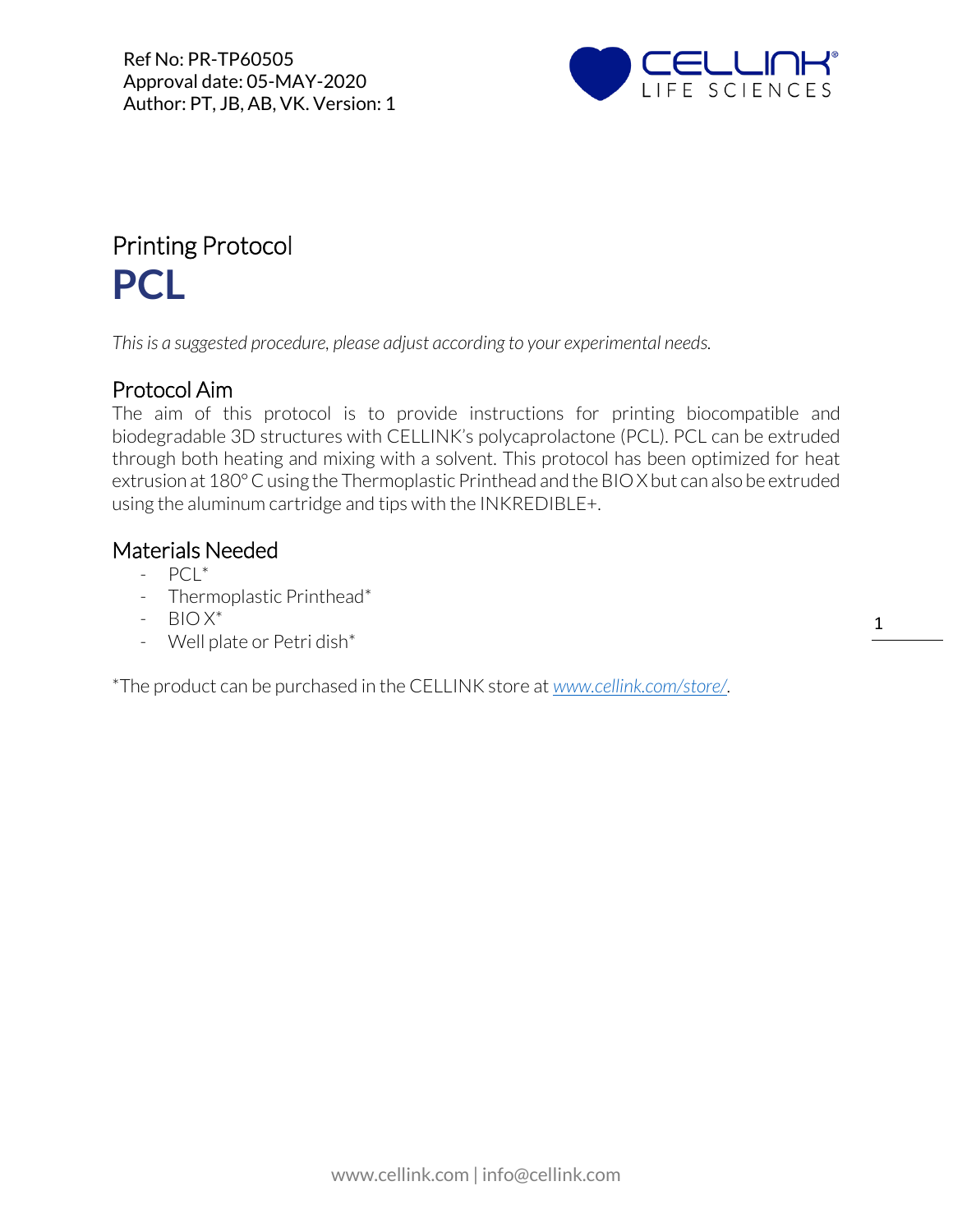Ref No: PR-TP60505
Approval date: 05-MAY-2020
Author: PT, JB, AB, VK. Version: 1

# Printing Protocol
# **PCL**

*This is a suggested procedure, please adjust according to your experimental needs.*

## Protocol Aim

The aim of this protocol is to provide instructions for printing biocompatible and biodegradable 3D structures with CELLINK's polycaprolactone (PCL). PCL can be extruded through both heating and mixing with a solvent. This protocol has been optimized for heat extrusion at 180° C using the Thermoplastic Printhead and the BIO X but can also be extruded using the aluminum cartridge and tips with the INKREDIBLE+.

## Materials Needed

- PCL*
- Thermoplastic Printhead*
- BIO X*
- Well plate or Petri dish*

*The product can be purchased in the CELLINK store at *www.cellink.com/store/*.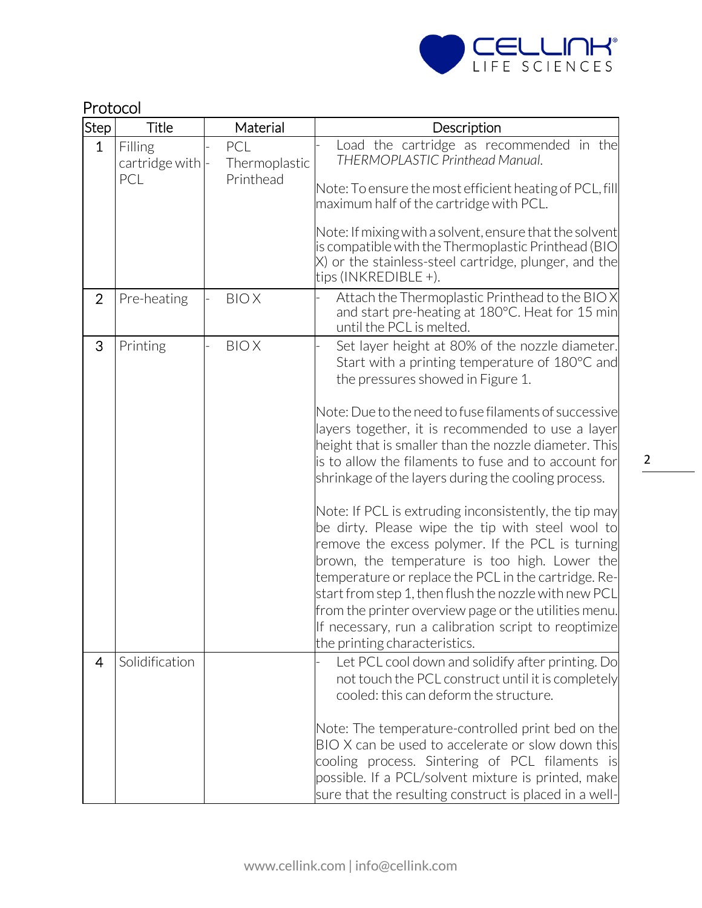## Protocol

| Step | Title | Material | Description |
|---|---|---|---|
| 1 | Filling cartridge with PCL | - PCL<br>- Thermoplastic Printhead | - Load the cartridge as recommended in the *THERMOPLASTIC Printhead Manual.*<br><br>Note: To ensure the most efficient heating of PCL, fill maximum half of the cartridge with PCL.<br><br>Note: If mixing with a solvent, ensure that the solvent is compatible with the Thermoplastic Printhead (BIO X) or the stainless-steel cartridge, plunger, and the tips (INKREDIBLE +). |
| 2 | Pre-heating | - BIO X | - Attach the Thermoplastic Printhead to the BIO X and start pre-heating at 180°C. Heat for 15 min until the PCL is melted. |
| 3 | Printing | - BIO X | - Set layer height at 80% of the nozzle diameter. Start with a printing temperature of 180°C and the pressures showed in Figure 1.<br><br>Note: Due to the need to fuse filaments of successive layers together, it is recommended to use a layer height that is smaller than the nozzle diameter. This is to allow the filaments to fuse and to account for shrinkage of the layers during the cooling process.<br><br>Note: If PCL is extruding inconsistently, the tip may be dirty. Please wipe the tip with steel wool to remove the excess polymer. If the PCL is turning brown, the temperature is too high. Lower the temperature or replace the PCL in the cartridge. Re-start from step 1, then flush the nozzle with new PCL from the printer overview page or the utilities menu. If necessary, run a calibration script to reoptimize the printing characteristics. |
| 4 | Solidification | | - Let PCL cool down and solidify after printing. Do not touch the PCL construct until it is completely cooled: this can deform the structure.<br><br>Note: The temperature-controlled print bed on the BIO X can be used to accelerate or slow down this cooling process. Sintering of PCL filaments is possible. If a PCL/solvent mixture is printed, make sure that the resulting construct is placed in a well- |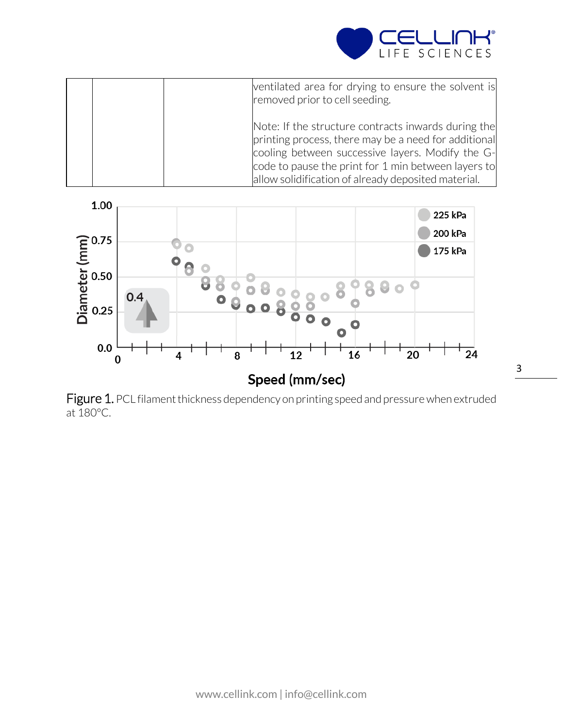| | | | |
|---|---|---|---|
| | | | ventilated area for drying to ensure the solvent is removed prior to cell seeding.<br><br>Note: If the structure contracts inwards during the printing process, there may be a need for additional cooling between successive layers. Modify the G-code to pause the print for 1 min between layers to allow solidification of already deposited material. |

Diameter (mm)

1.00

0.75

0.50

0.25

0.0

0.4

0

4

8

12

16

20

24

Speed (mm/sec)

225 kPa

200 kPa

175 kPa

Figure 1. PCL filament thickness dependency on printing speed and pressure when extruded at 180°C.